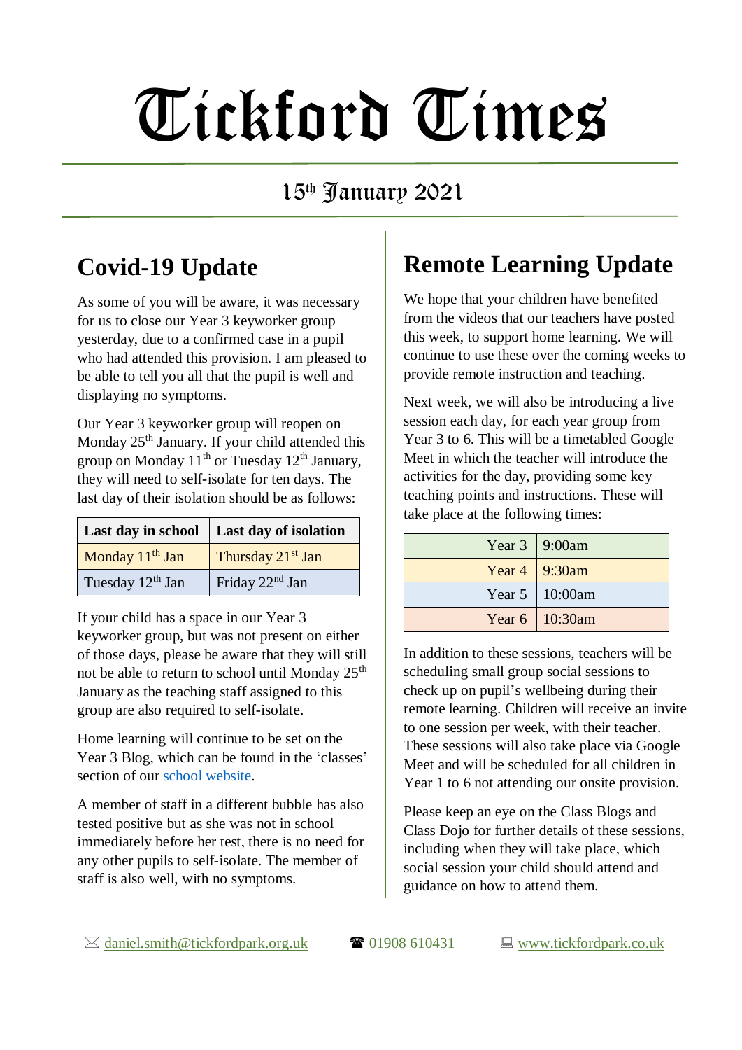# Tickford Times

## 15th January 2021

## Covid-19 Update

As some of you will be aware, it was necessary for us to close our Year 3 keyworker group yesterday, due to a confirmed case in a pupil who had attended this provision. I am pleased to be able to tell you all that the pupil is well and displaying no symptoms.

Our Year 3 keyworker group will reopen on Monday 25th January. If your child attended this group on Monday 11th or Tuesday 12th January, they will need to self-isolate for ten days. The last day of their isolation should be as follows:

| Last day in school | Last day of isolation |
|---|---|
| Monday 11th Jan | Thursday 21st Jan |
| Tuesday 12th Jan | Friday 22nd Jan |

If your child has a space in our Year 3 keyworker group, but was not present on either of those days, please be aware that they will still not be able to return to school until Monday 25th January as the teaching staff assigned to this group are also required to self-isolate.

Home learning will continue to be set on the Year 3 Blog, which can be found in the 'classes' section of our school website.

A member of staff in a different bubble has also tested positive but as she was not in school immediately before her test, there is no need for any other pupils to self-isolate. The member of staff is also well, with no symptoms.

## Remote Learning Update

We hope that your children have benefited from the videos that our teachers have posted this week, to support home learning. We will continue to use these over the coming weeks to provide remote instruction and teaching.

Next week, we will also be introducing a live session each day, for each year group from Year 3 to 6. This will be a timetabled Google Meet in which the teacher will introduce the activities for the day, providing some key teaching points and instructions. These will take place at the following times:

| Year | Time |
|---|---|
| Year 3 | 9:00am |
| Year 4 | 9:30am |
| Year 5 | 10:00am |
| Year 6 | 10:30am |

In addition to these sessions, teachers will be scheduling small group social sessions to check up on pupil's wellbeing during their remote learning. Children will receive an invite to one session per week, with their teacher. These sessions will also take place via Google Meet and will be scheduled for all children in Year 1 to 6 not attending our onsite provision.

Please keep an eye on the Class Blogs and Class Dojo for further details of these sessions, including when they will take place, which social session your child should attend and guidance on how to attend them.

✉ daniel.smith@tickfordpark.org.uk ☎ 01908 610431 💻 www.tickfordpark.co.uk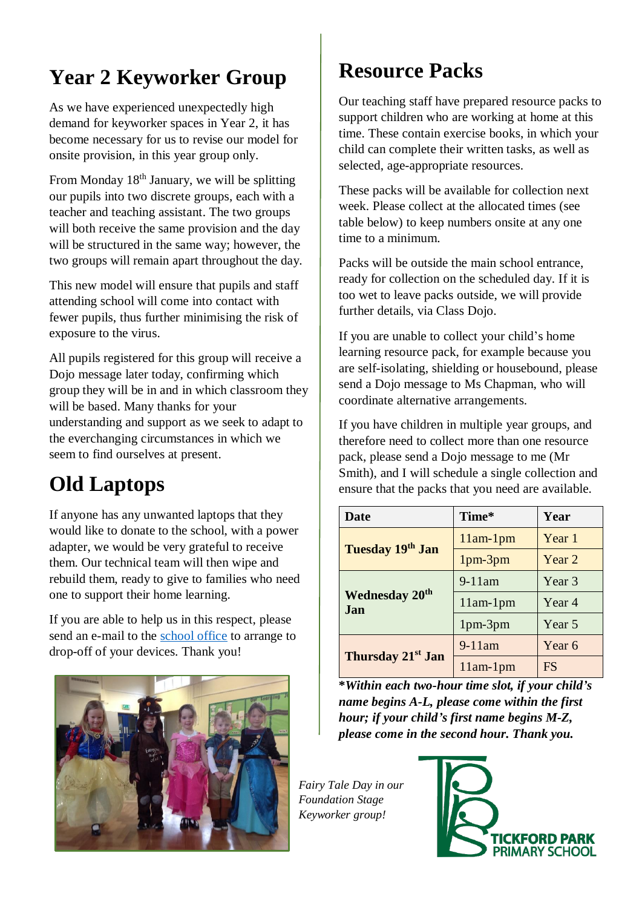# Year 2 Keyworker Group

As we have experienced unexpectedly high demand for keyworker spaces in Year 2, it has become necessary for us to revise our model for onsite provision, in this year group only.

From Monday 18th January, we will be splitting our pupils into two discrete groups, each with a teacher and teaching assistant. The two groups will both receive the same provision and the day will be structured in the same way; however, the two groups will remain apart throughout the day.

This new model will ensure that pupils and staff attending school will come into contact with fewer pupils, thus further minimising the risk of exposure to the virus.

All pupils registered for this group will receive a Dojo message later today, confirming which group they will be in and in which classroom they will be based. Many thanks for your understanding and support as we seek to adapt to the everchanging circumstances in which we seem to find ourselves at present.

# Old Laptops

If anyone has any unwanted laptops that they would like to donate to the school, with a power adapter, we would be very grateful to receive them. Our technical team will then wipe and rebuild them, ready to give to families who need one to support their home learning.

If you are able to help us in this respect, please send an e-mail to the school office to arrange to drop-off of your devices. Thank you!

*Fairy Tale Day in our Foundation Stage Keyworker group!*

# Resource Packs

Our teaching staff have prepared resource packs to support children who are working at home at this time. These contain exercise books, in which your child can complete their written tasks, as well as selected, age-appropriate resources.

These packs will be available for collection next week. Please collect at the allocated times (see table below) to keep numbers onsite at any one time to a minimum.

Packs will be outside the main school entrance, ready for collection on the scheduled day. If it is too wet to leave packs outside, we will provide further details, via Class Dojo.

If you are unable to collect your child's home learning resource pack, for example because you are self-isolating, shielding or housebound, please send a Dojo message to Ms Chapman, who will coordinate alternative arrangements.

If you have children in multiple year groups, and therefore need to collect more than one resource pack, please send a Dojo message to me (Mr Smith), and I will schedule a single collection and ensure that the packs that you need are available.

| Date | Time* | Year |
|---|---|---|
| **Tuesday 19th Jan** | 11am-1pm | Year 1 |
| | 1pm-3pm | Year 2 |
| **Wednesday 20th Jan** | 9-11am | Year 3 |
| | 11am-1pm | Year 4 |
| | 1pm-3pm | Year 5 |
| **Thursday 21st Jan** | 9-11am | Year 6 |
| | 11am-1pm | FS |

***Within each two-hour time slot, if your child's name begins A-L, please come within the first hour; if your child's first name begins M-Z, please come in the second hour. Thank you.***

TICKFORD PARK PRIMARY SCHOOL